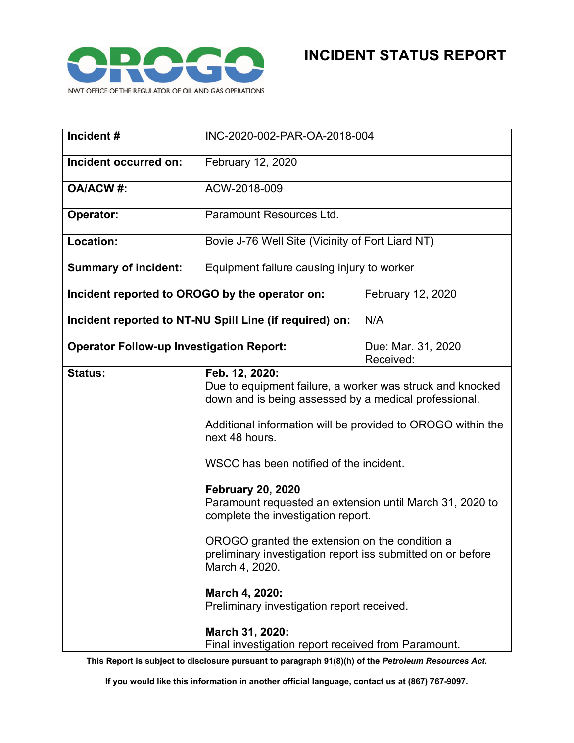NWT OFFICE OF THE REGULATOR OF OIL AND GAS OPERATIONS

# INCIDENT STATUS REPORT

| | | |
|---|---|---|
| **Incident #** | INC-2020-002-PAR-OA-2018-004 | |
| **Incident occurred on:** | February 12, 2020 | |
| **OA/ACW #:** | ACW-2018-009 | |
| **Operator:** | Paramount Resources Ltd. | |
| **Location:** | Bovie J-76 Well Site (Vicinity of Fort Liard NT) | |
| **Summary of incident:** | Equipment failure causing injury to worker | |
| **Incident reported to OROGO by the operator on:** | | February 12, 2020 |
| **Incident reported to NT-NU Spill Line (if required) on:** | | N/A |
| **Operator Follow-up Investigation Report:** | | Due: Mar. 31, 2020<br>Received: |
| **Status:** | **Feb. 12, 2020:**<br>Due to equipment failure, a worker was struck and knocked down and is being assessed by a medical professional.<br><br>Additional information will be provided to OROGO within the next 48 hours.<br><br>WSCC has been notified of the incident.<br><br>**February 20, 2020**<br>Paramount requested an extension until March 31, 2020 to complete the investigation report.<br><br>OROGO granted the extension on the condition a preliminary investigation report iss submitted on or before March 4, 2020.<br><br>**March 4, 2020:**<br>Preliminary investigation report received.<br><br>**March 31, 2020:**<br>Final investigation report received from Paramount. | |

**This Report is subject to disclosure pursuant to paragraph 91(8)(h) of the *Petroleum Resources Act*.**

**If you would like this information in another official language, contact us at (867) 767-9097.**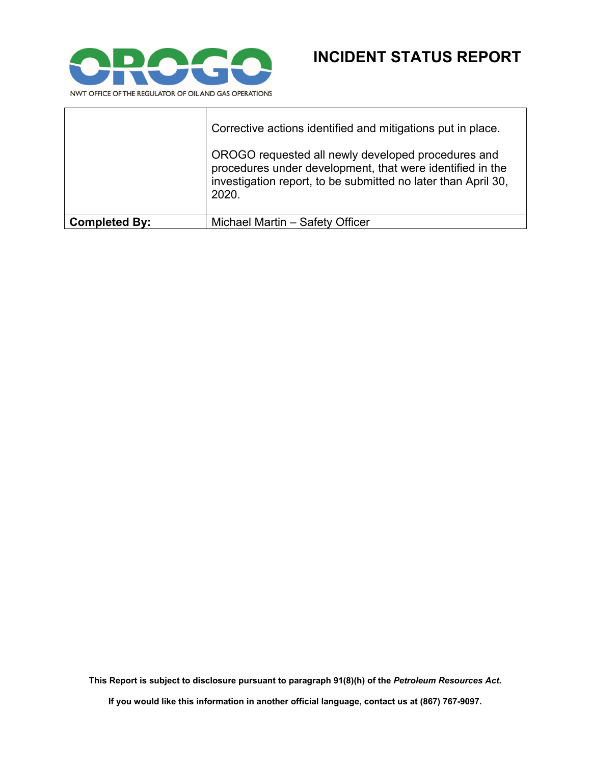# INCIDENT STATUS REPORT

| | |
|---|---|
| | Corrective actions identified and mitigations put in place.<br><br>OROGO requested all newly developed procedures and procedures under development, that were identified in the investigation report, to be submitted no later than April 30, 2020. |
| **Completed By:** | Michael Martin – Safety Officer |

**This Report is subject to disclosure pursuant to paragraph 91(8)(h) of the *Petroleum Resources Act*.**

**If you would like this information in another official language, contact us at (867) 767-9097.**